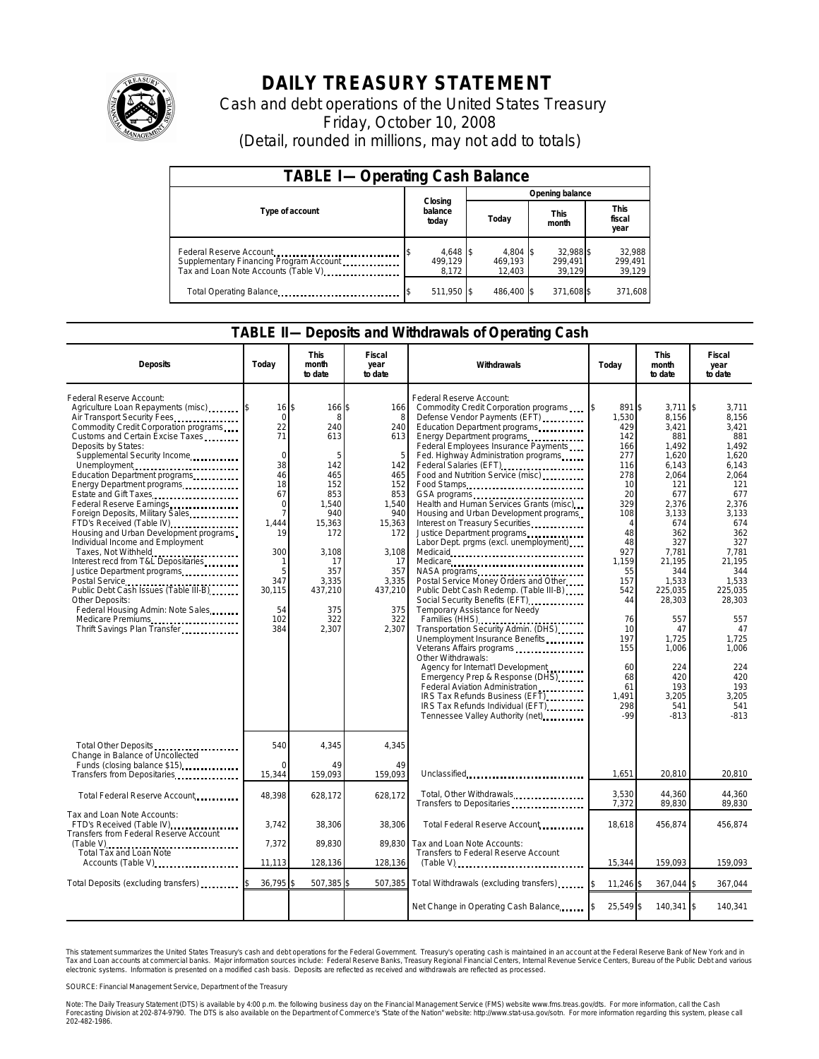# DAILY TREASURY STATEMENT

Cash and debt operations of the United States Treasury

Friday, October 10, 2008

(Detail, rounded in millions, may not add to totals)

## TABLE I—Operating Cash Balance

| Type of account | Closing balance today | Opening balance Today | Opening balance This month | Opening balance This fiscal year |
|---|---|---|---|---|
| Federal Reserve Account | $ 4,648 | $ 4,804 | $ 32,988 | $ 32,988 |
| Supplementary Financing Program Account | 499,129 | 469,193 | 299,491 | 299,491 |
| Tax and Loan Note Accounts (Table V) | 8,172 | 12,403 | 39,129 | 39,129 |
| Total Operating Balance | $ 511,950 | $ 486,400 | $ 371,608 | $ 371,608 |

## TABLE II—Deposits and Withdrawals of Operating Cash

| Deposits | Today | This month to date | Fiscal year to date | Withdrawals | Today | This month to date | Fiscal year to date |
|---|---|---|---|---|---|---|---|
| Federal Reserve Account: | | | | Federal Reserve Account: | | | |
| Agriculture Loan Repayments (misc) | $ 16 | $ 166 | $ 166 | Commodity Credit Corporation programs | $ 891 | $ 3,711 | $ 3,711 |
| Air Transport Security Fees | 0 | 8 | 8 | Defense Vendor Payments (EFT) | 1,530 | 8,156 | 8,156 |
| Commodity Credit Corporation programs | 22 | 240 | 240 | Education Department programs | 429 | 3,421 | 3,421 |
| Customs and Certain Excise Taxes | 71 | 613 | 613 | Energy Department programs | 142 | 881 | 881 |
| Deposits by States: | | | | Federal Employees Insurance Payments | 166 | 1,492 | 1,492 |
| Supplemental Security Income | 0 | 5 | 5 | Fed. Highway Administration programs | 277 | 1,620 | 1,620 |
| Unemployment | 38 | 142 | 142 | Federal Salaries (EFT) | 116 | 6,143 | 6,143 |
| Education Department programs | 46 | 465 | 465 | Food and Nutrition Service (misc) | 278 | 2,064 | 2,064 |
| Energy Department programs | 18 | 152 | 152 | Food Stamps | 10 | 121 | 121 |
| Estate and Gift Taxes | 67 | 853 | 853 | GSA programs | 20 | 677 | 677 |
| Federal Reserve Earnings | 0 | 1,540 | 1,540 | Health and Human Services Grants (misc) | 329 | 2,376 | 2,376 |
| Foreign Deposits, Military Sales | 7 | 940 | 940 | Housing and Urban Development programs | 108 | 3,133 | 3,133 |
| FTD's Received (Table IV) | 1,444 | 15,363 | 15,363 | Interest on Treasury Securities | 4 | 674 | 674 |
| Housing and Urban Development programs | 19 | 172 | 172 | Justice Department programs | 48 | 362 | 362 |
| Individual Income and Employment | | | | Labor Dept. prgms (excl. unemployment) | 48 | 327 | 327 |
| Taxes, Not Withheld | 300 | 3,108 | 3,108 | Medicaid | 927 | 7,781 | 7,781 |
| Interest recd from T&L Depositaries | 1 | 17 | 17 | Medicare | 1,159 | 21,195 | 21,195 |
| Justice Department programs | 5 | 357 | 357 | NASA programs | 55 | 344 | 344 |
| Postal Service | 347 | 3,335 | 3,335 | Postal Service Money Orders and Other | 157 | 1,533 | 1,533 |
| Public Debt Cash Issues (Table III-B) | 30,115 | 437,210 | 437,210 | Public Debt Cash Redemp. (Table III-B) | 542 | 225,035 | 225,035 |
| Other Deposits: | | | | Social Security Benefits (EFT) | 44 | 28,303 | 28,303 |
| Federal Housing Admin: Note Sales | 54 | 375 | 375 | Temporary Assistance for Needy | | | |
| Medicare Premiums | 102 | 322 | 322 | Families (HHS) | 76 | 557 | 557 |
| Thrift Savings Plan Transfer | 384 | 2,307 | 2,307 | Transportation Security Admin. (DHS) | 10 | 47 | 47 |
| | | | | Unemployment Insurance Benefits | 197 | 1,725 | 1,725 |
| | | | | Veterans Affairs programs | 155 | 1,006 | 1,006 |
| | | | | Other Withdrawals: | | | |
| | | | | Agency for Internat'l Development | 60 | 224 | 224 |
| | | | | Emergency Prep & Response (DHS) | 68 | 420 | 420 |
| | | | | Federal Aviation Administration | 61 | 193 | 193 |
| | | | | IRS Tax Refunds Business (EFT) | 1,491 | 3,205 | 3,205 |
| | | | | IRS Tax Refunds Individual (EFT) | 298 | 541 | 541 |
| | | | | Tennessee Valley Authority (net) | -99 | -813 | -813 |
| Total Other Deposits | 540 | 4,345 | 4,345 | | | | |
| Change in Balance of Uncollected Funds (closing balance $15) | 0 | 49 | 49 | | | | |
| Transfers from Depositaries | 15,344 | 159,093 | 159,093 | Unclassified | 1,651 | 20,810 | 20,810 |
| Total Federal Reserve Account | 48,398 | 628,172 | 628,172 | Total, Other Withdrawals | 3,530 | 44,360 | 44,360 |
| | | | | Transfers to Depositaries | 7,372 | 89,830 | 89,830 |
| Tax and Loan Note Accounts: | | | | | | | |
| FTD's Received (Table IV) | 3,742 | 38,306 | 38,306 | Total Federal Reserve Account | 18,618 | 456,874 | 456,874 |
| Transfers from Federal Reserve Account (Table V) | 7,372 | 89,830 | 89,830 | Tax and Loan Note Accounts: | | | |
| Total Tax and Loan Note Accounts (Table V) | 11,113 | 128,136 | 128,136 | Transfers to Federal Reserve Account (Table V) | 15,344 | 159,093 | 159,093 |
| Total Deposits (excluding transfers) | $ 36,795 | $ 507,385 | $ 507,385 | Total Withdrawals (excluding transfers) | $ 11,246 | $ 367,044 | $ 367,044 |
| | | | | Net Change in Operating Cash Balance | $ 25,549 | $ 140,341 | $ 140,341 |

This statement summarizes the United States Treasury's cash and debt operations for the Federal Government. Treasury's operating cash is maintained in an account at the Federal Reserve Bank of New York and in Tax and Loan accounts at commercial banks. Major information sources include: Federal Reserve Banks, Treasury Regional Financial Centers, Internal Revenue Service Centers, Bureau of the Public Debt and various electronic systems. Information is presented on a modified cash basis. Deposits are reflected as received and withdrawals are reflected as processed.

SOURCE: Financial Management Service, Department of the Treasury

Note: The Daily Treasury Statement (DTS) is available by 4:00 p.m. the following business day on the Financial Management Service (FMS) website www.fms.treas.gov/dts. For more information, call the Cash Forecasting Division at 202-874-9790. The DTS is also available on the Department of Commerce's "State of the Nation" website: http://www.stat-usa.gov/sotn. For more information regarding this system, please call 202-482-1986.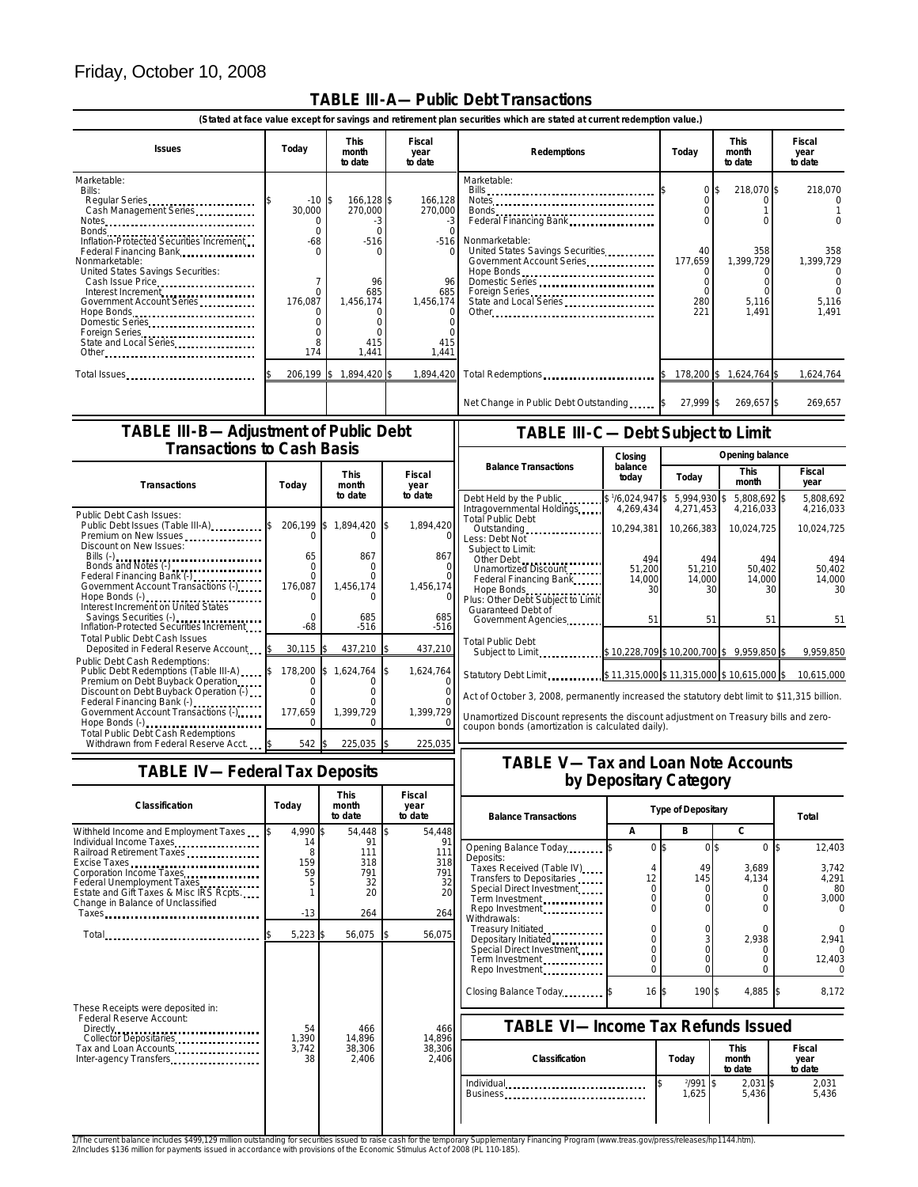Friday, October 10, 2008

## TABLE III-A— Public Debt Transactions

(Stated at face value except for savings and retirement plan securities which are stated at current redemption value.)

| Issues | Today | This month to date | Fiscal year to date |
|---|---|---|---|
| Marketable: | | | |
| Bills: | | | |
| Regular Series | $ -10 | $ 166,128 | $ 166,128 |
| Cash Management Series | 30,000 | 270,000 | 270,000 |
| Notes | 0 | -3 | -3 |
| Bonds | 0 | 0 | 0 |
| Inflation-Protected Securities Increment | -68 | -516 | -516 |
| Federal Financing Bank | 0 | 0 | 0 |
| Nonmarketable: | | | |
| United States Savings Securities: | | | |
| Cash Issue Price | 7 | 96 | 96 |
| Interest Increment | 0 | 685 | 685 |
| Government Account Series | 176,087 | 1,456,174 | 1,456,174 |
| Hope Bonds | 0 | 0 | 0 |
| Domestic Series | 0 | 0 | 0 |
| Foreign Series | 0 | 0 | 0 |
| State and Local Series | 8 | 415 | 415 |
| Other | 174 | 1,441 | 1,441 |
| Total Issues | $ 206,199 | $ 1,894,420 | $ 1,894,420 |

| Redemptions | Today | This month to date | Fiscal year to date |
|---|---|---|---|
| Marketable: | | | |
| Bills | $ 0 | $ 218,070 | $ 218,070 |
| Notes | 0 | 0 | 0 |
| Bonds | 0 | 1 | 1 |
| Federal Financing Bank | 0 | 0 | 0 |
| Nonmarketable: | | | |
| United States Savings Securities | 40 | 358 | 358 |
| Government Account Series | 177,659 | 1,399,729 | 1,399,729 |
| Hope Bonds | 0 | 0 | 0 |
| Domestic Series | 0 | 0 | 0 |
| Foreign Series | 0 | 0 | 0 |
| State and Local Series | 280 | 5,116 | 5,116 |
| Other | 221 | 1,491 | 1,491 |
| Total Redemptions | $ 178,200 | $ 1,624,764 | $ 1,624,764 |
| Net Change in Public Debt Outstanding | $ 27,999 | $ 269,657 | $ 269,657 |

## TABLE III-B— Adjustment of Public Debt Transactions to Cash Basis

| Transactions | Today | This month to date | Fiscal year to date |
|---|---|---|---|
| Public Debt Cash Issues: | | | |
| Public Debt Issues (Table III-A) | $ 206,199 | $ 1,894,420 | $ 1,894,420 |
| Premium on New Issues | 0 | 0 | 0 |
| Discount on New Issues: | | | |
| Bills (-) | 65 | 867 | 867 |
| Bonds and Notes (-) | 0 | 0 | 0 |
| Federal Financing Bank (-) | 0 | 0 | 0 |
| Government Account Transactions (-) | 176,087 | 1,456,174 | 1,456,174 |
| Hope Bonds (-) | 0 | 0 | 0 |
| Interest Increment on United States Savings Securities (-) | 0 | 685 | 685 |
| Inflation-Protected Securities Increment | -68 | -516 | -516 |
| Total Public Debt Cash Issues Deposited in Federal Reserve Account | $ 30,115 | $ 437,210 | $ 437,210 |
| Public Debt Cash Redemptions: | | | |
| Public Debt Redemptions (Table III-A) | $ 178,200 | $ 1,624,764 | $ 1,624,764 |
| Premium on Debt Buyback Operation | 0 | 0 | 0 |
| Discount on Debt Buyback Operation (-) | 0 | 0 | 0 |
| Federal Financing Bank (-) | 0 | 0 | 0 |
| Government Account Transactions (-) | 177,659 | 1,399,729 | 1,399,729 |
| Hope Bonds (-) | 0 | 0 | 0 |
| Total Public Debt Cash Redemptions Withdrawn from Federal Reserve Acct. | $ 542 | $ 225,035 | $ 225,035 |

## TABLE III-C— Debt Subject to Limit

| Balance Transactions | Closing balance today | Opening balance Today | Opening balance This month | Opening balance Fiscal year |
|---|---|---|---|---|
| Debt Held by the Public | $ [1]6,024,947 | $ 5,994,930 | $ 5,808,692 | $ 5,808,692 |
| Intragovernmental Holdings | 4,269,434 | 4,271,453 | 4,216,033 | 4,216,033 |
| Total Public Debt Outstanding | 10,294,381 | 10,266,383 | 10,024,725 | 10,024,725 |
| Less: Debt Not Subject to Limit: | | | | |
| Other Debt | 494 | 494 | 494 | 494 |
| Unamortized Discount | 51,200 | 51,210 | 50,402 | 50,402 |
| Federal Financing Bank | 14,000 | 14,000 | 14,000 | 14,000 |
| Hope Bonds | 30 | 30 | 30 | 30 |
| Plus: Other Debt Subject to Limit Guaranteed Debt of Government Agencies | 51 | 51 | 51 | 51 |
| Total Public Debt Subject to Limit | $ 10,228,709 | $ 10,200,700 | $ 9,959,850 | $ 9,959,850 |
| Statutory Debt Limit | $ 11,315,000 | $ 11,315,000 | $ 10,615,000 | $ 10,615,000 |

Act of October 3, 2008, permanently increased the statutory debt limit to $11,315 billion.

Unamortized Discount represents the discount adjustment on Treasury bills and zero-coupon bonds (amortization is calculated daily).

## TABLE IV— Federal Tax Deposits

| Classification | Today | This month to date | Fiscal year to date |
|---|---|---|---|
| Withheld Income and Employment Taxes | $ 4,990 | $ 54,448 | $ 54,448 |
| Individual Income Taxes | 14 | 91 | 91 |
| Railroad Retirement Taxes | 8 | 111 | 111 |
| Excise Taxes | 159 | 318 | 318 |
| Corporation Income Taxes | 59 | 791 | 791 |
| Federal Unemployment Taxes | 5 | 32 | 32 |
| Estate and Gift Taxes & Misc IRS Rcpts. | 1 | 20 | 20 |
| Change in Balance of Unclassified Taxes | -13 | 264 | 264 |
| Total | $ 5,223 | $ 56,075 | $ 56,075 |
| These Receipts were deposited in: | | | |
| Federal Reserve Account: | | | |
| Directly | 54 | 466 | 466 |
| Collector Depositaries | 1,390 | 14,896 | 14,896 |
| Tax and Loan Accounts | 3,742 | 38,306 | 38,306 |
| Inter-agency Transfers | 38 | 2,406 | 2,406 |

## TABLE V— Tax and Loan Note Accounts by Depositary Category

| Balance Transactions | Type of Depositary A | B | C | Total |
|---|---|---|---|---|
| Opening Balance Today | $ 0 | $ 0 | $ 0 | $ 12,403 |
| Deposits: | | | | |
| Taxes Received (Table IV) | 4 | 49 | 3,689 | 3,742 |
| Transfers to Depositaries | 12 | 145 | 4,134 | 4,291 |
| Special Direct Investment | 0 | 0 | 0 | 80 |
| Term Investment | 0 | 0 | 0 | 3,000 |
| Repo Investment | 0 | 0 | 0 | 0 |
| Withdrawals: | | | | |
| Treasury Initiated | 0 | 0 | 0 | 0 |
| Depositary Initiated | 0 | 3 | 2,938 | 2,941 |
| Special Direct Investment | 0 | 0 | 0 | 0 |
| Term Investment | 0 | 0 | 0 | 12,403 |
| Repo Investment | 0 | 0 | 0 | 0 |
| Closing Balance Today | $ 16 | $ 190 | $ 4,885 | $ 8,172 |

## TABLE VI— Income Tax Refunds Issued

| Classification | Today | This month to date | Fiscal year to date |
|---|---|---|---|
| Individual | $ [2]991 | $ 2,031 | $ 2,031 |
| Business | 1,625 | 5,436 | 5,436 |

1/The current balance includes $499,129 million outstanding for securities issued to raise cash for the temporary Supplementary Financing Program (www.treas.gov/press/releases/hp1144.htm).
2/Includes $136 million for payments issued in accordance with provisions of the Economic Stimulus Act of 2008 (PL 110-185).